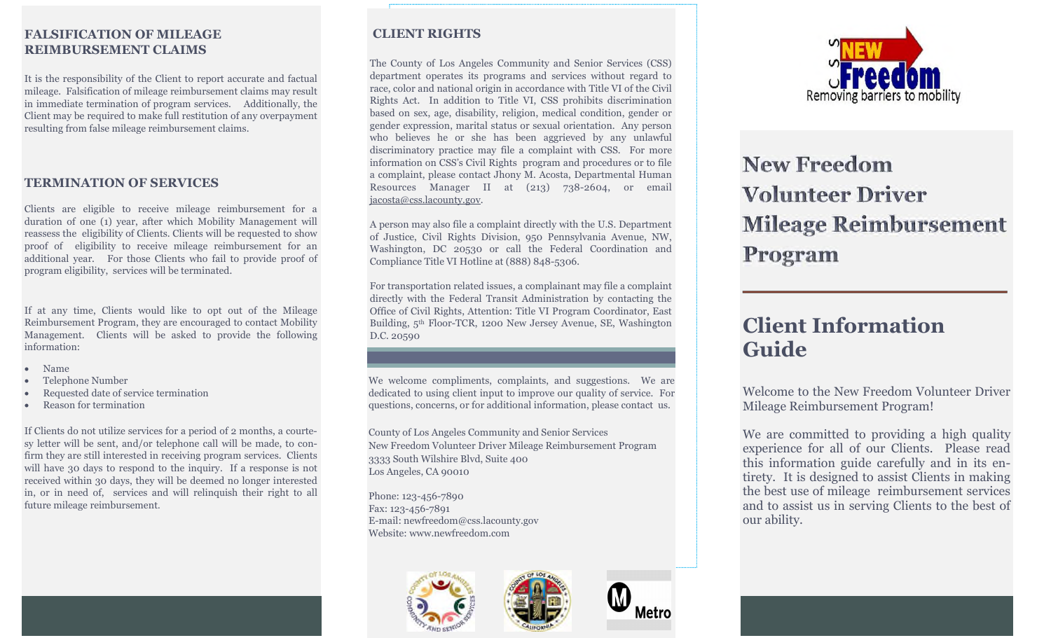## FALSIFICATION OF MILEAGE REIMBURSEMENT CLAIMS

It is the responsibility of the Client to report accurate and factual mileage. Falsification of mileage reimbursement claims may result in immediate termination of program services. Additionally, the Client may be required to make full restitution of any overpayment resulting from false mileage reimbursement claims.

## TERMINATION OF SERVICES

Clients are eligible to receive mileage reimbursement for a duration of one (1) year, after which Mobility Management will reassess the eligibility of Clients. Clients will be requested to show proof of eligibility to receive mileage reimbursement for an additional year. For those Clients who fail to provide proof of program eligibility, services will be terminated.

If at any time, Clients would like to opt out of the Mileage Reimbursement Program, they are encouraged to contact Mobility Management. Clients will be asked to provide the following information:

- Name
- Telephone Number
- Requested date of service termination
- Reason for termination

If Clients do not utilize services for a period of 2 months, a courtesy letter will be sent, and/or telephone call will be made, to confirm they are still interested in receiving program services. Clients will have 30 days to respond to the inquiry. If a response is not received within 30 days, they will be deemed no longer interested in, or in need of, services and will relinquish their right to all future mileage reimbursement.

## CLIENT RIGHTS

The County of Los Angeles Community and Senior Services (CSS) department operates its programs and services without regard to race, color and national origin in accordance with Title VI of the Civil Rights Act. In addition to Title VI, CSS prohibits discrimination based on sex, age, disability, religion, medical condition, gender or gender expression, marital status or sexual orientation. Any person who believes he or she has been aggrieved by any unlawful discriminatory practice may file a complaint with CSS. For more information on CSS's Civil Rights program and procedures or to file a complaint, please contact Jhony M. Acosta, Departmental Human Resources Manager II at (213) 738-2604, or email jacosta@css.lacounty.gov.

A person may also file a complaint directly with the U.S. Department of Justice, Civil Rights Division, 950 Pennsylvania Avenue, NW, Washington, DC 20530 or call the Federal Coordination and Compliance Title VI Hotline at (888) 848-5306.

For transportation related issues, a complainant may file a complaint directly with the Federal Transit Administration by contacting the Office of Civil Rights, Attention: Title VI Program Coordinator, East Building, 5th Floor-TCR, 1200 New Jersey Avenue, SE, Washington D.C. 20590

We welcome compliments, complaints, and suggestions. We are dedicated to using client input to improve our quality of service. For questions, concerns, or for additional information, please contact us.

County of Los Angeles Community and Senior Services
New Freedom Volunteer Driver Mileage Reimbursement Program
3333 South Wilshire Blvd, Suite 400
Los Angeles, CA 90010

Phone: 123-456-7890
Fax: 123-456-7891
E-mail: newfreedom@css.lacounty.gov
Website: www.newfreedom.com

CSS NEW Freedom
Removing barriers to mobility

# New Freedom Volunteer Driver Mileage Reimbursement Program

## Client Information Guide

Welcome to the New Freedom Volunteer Driver Mileage Reimbursement Program!

We are committed to providing a high quality experience for all of our Clients. Please read this information guide carefully and in its entirety. It is designed to assist Clients in making the best use of mileage reimbursement services and to assist us in serving Clients to the best of our ability.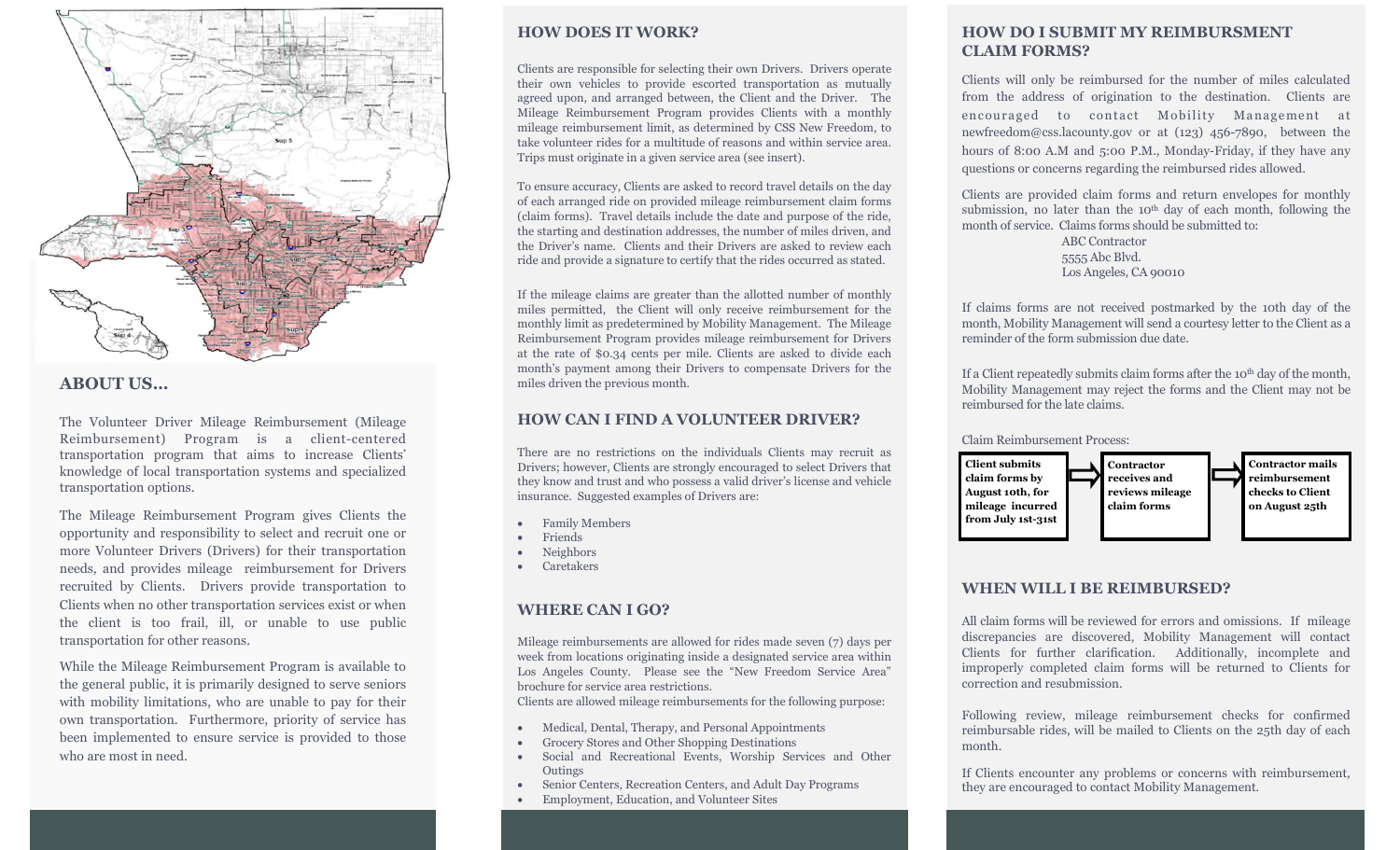## ABOUT US…

The Volunteer Driver Mileage Reimbursement (Mileage Reimbursement) Program is a client-centered transportation program that aims to increase Clients' knowledge of local transportation systems and specialized transportation options.

The Mileage Reimbursement Program gives Clients the opportunity and responsibility to select and recruit one or more Volunteer Drivers (Drivers) for their transportation needs, and provides mileage reimbursement for Drivers recruited by Clients. Drivers provide transportation to Clients when no other transportation services exist or when the client is too frail, ill, or unable to use public transportation for other reasons.

While the Mileage Reimbursement Program is available to the general public, it is primarily designed to serve seniors with mobility limitations, who are unable to pay for their own transportation. Furthermore, priority of service has been implemented to ensure service is provided to those who are most in need.

## HOW DOES IT WORK?

Clients are responsible for selecting their own Drivers. Drivers operate their own vehicles to provide escorted transportation as mutually agreed upon, and arranged between, the Client and the Driver. The Mileage Reimbursement Program provides Clients with a monthly mileage reimbursement limit, as determined by CSS New Freedom, to take volunteer rides for a multitude of reasons and within service area. Trips must originate in a given service area (see insert).

To ensure accuracy, Clients are asked to record travel details on the day of each arranged ride on provided mileage reimbursement claim forms (claim forms). Travel details include the date and purpose of the ride, the starting and destination addresses, the number of miles driven, and the Driver's name. Clients and their Drivers are asked to review each ride and provide a signature to certify that the rides occurred as stated.

If the mileage claims are greater than the allotted number of monthly miles permitted, the Client will only receive reimbursement for the monthly limit as predetermined by Mobility Management. The Mileage Reimbursement Program provides mileage reimbursement for Drivers at the rate of $0.34 cents per mile. Clients are asked to divide each month's payment among their Drivers to compensate Drivers for the miles driven the previous month.

## HOW CAN I FIND A VOLUNTEER DRIVER?

There are no restrictions on the individuals Clients may recruit as Drivers; however, Clients are strongly encouraged to select Drivers that they know and trust and who possess a valid driver's license and vehicle insurance. Suggested examples of Drivers are:

- Family Members
- Friends
- Neighbors
- Caretakers

## WHERE CAN I GO?

Mileage reimbursements are allowed for rides made seven (7) days per week from locations originating inside a designated service area within Los Angeles County. Please see the "New Freedom Service Area" brochure for service area restrictions.

Clients are allowed mileage reimbursements for the following purpose:

- Medical, Dental, Therapy, and Personal Appointments
- Grocery Stores and Other Shopping Destinations
- Social and Recreational Events, Worship Services and Other Outings
- Senior Centers, Recreation Centers, and Adult Day Programs
- Employment, Education, and Volunteer Sites

## HOW DO I SUBMIT MY REIMBURSMENT CLAIM FORMS?

Clients will only be reimbursed for the number of miles calculated from the address of origination to the destination. Clients are encouraged to contact Mobility Management at newfreedom@css.lacounty.gov or at (123) 456-7890, between the hours of 8:00 A.M and 5:00 P.M., Monday-Friday, if they have any questions or concerns regarding the reimbursed rides allowed.

Clients are provided claim forms and return envelopes for monthly submission, no later than the 10th day of each month, following the month of service. Claims forms should be submitted to:

ABC Contractor
5555 Abc Blvd.
Los Angeles, CA 90010

If claims forms are not received postmarked by the 10th day of the month, Mobility Management will send a courtesy letter to the Client as a reminder of the form submission due date.

If a Client repeatedly submits claim forms after the 10th day of the month, Mobility Management may reject the forms and the Client may not be reimbursed for the late claims.

Claim Reimbursement Process:

**Client submits claim forms by August 10th, for mileage incurred from July 1st-31st** → **Contractor receives and reviews mileage claim forms** → **Contractor mails reimbursement checks to Client on August 25th**

## WHEN WILL I BE REIMBURSED?

All claim forms will be reviewed for errors and omissions. If mileage discrepancies are discovered, Mobility Management will contact Clients for further clarification. Additionally, incomplete and improperly completed claim forms will be returned to Clients for correction and resubmission.

Following review, mileage reimbursement checks for confirmed reimbursable rides, will be mailed to Clients on the 25th day of each month.

If Clients encounter any problems or concerns with reimbursement, they are encouraged to contact Mobility Management.